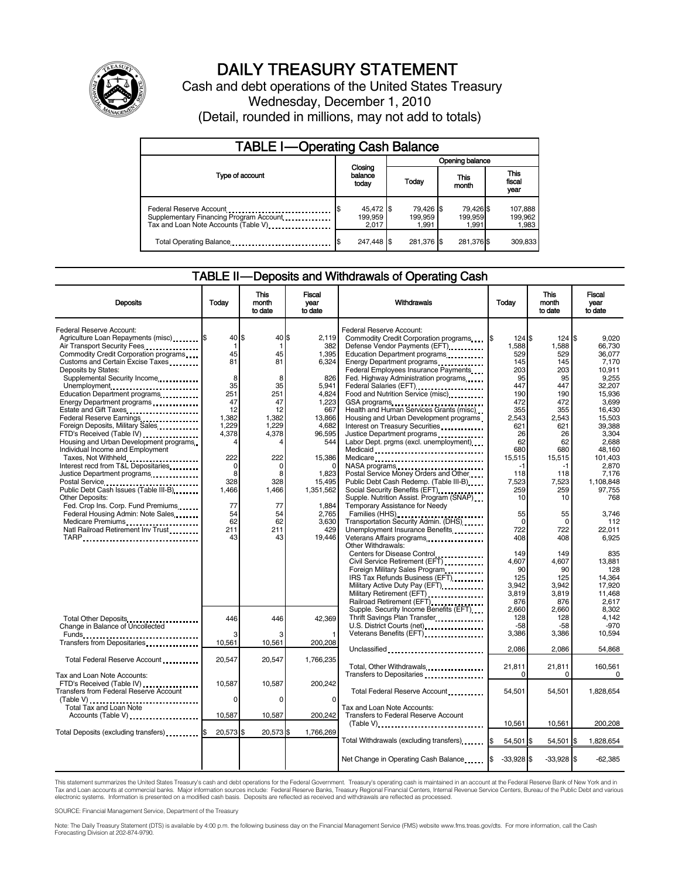# DAILY TREASURY STATEMENT

Cash and debt operations of the United States Treasury

Wednesday, December 1, 2010

(Detail, rounded in millions, may not add to totals)

## TABLE I—Operating Cash Balance

| Type of account | Closing balance today | Opening balance Today | Opening balance This month | Opening balance This fiscal year |
|---|---|---|---|---|
| Federal Reserve Account | $ 45,472 | $ 79,426 | $ 79,426 | $ 107,888 |
| Supplementary Financing Program Account | 199,959 | 199,959 | 199,959 | 199,962 |
| Tax and Loan Note Accounts (Table V) | 2,017 | 1,991 | 1,991 | 1,983 |
| Total Operating Balance | $ 247,448 | $ 281,376 | $ 281,376 | $ 309,833 |

## TABLE II—Deposits and Withdrawals of Operating Cash

| Deposits | Today | This month to date | Fiscal year to date |
|---|---|---|---|
| Federal Reserve Account: | | | |
| Agriculture Loan Repayments (misc) | $ 40 | $ 40 | $ 2,119 |
| Air Transport Security Fees | 1 | 1 | 382 |
| Commodity Credit Corporation programs | 45 | 45 | 1,395 |
| Customs and Certain Excise Taxes | 81 | 81 | 6,324 |
| Deposits by States: | | | |
| Supplemental Security Income | 8 | 8 | 826 |
| Unemployment | 35 | 35 | 5,941 |
| Education Department programs | 251 | 251 | 4,824 |
| Energy Department programs | 47 | 47 | 1,223 |
| Estate and Gift Taxes | 12 | 12 | 667 |
| Federal Reserve Earnings | 1,382 | 1,382 | 13,866 |
| Foreign Deposits, Military Sales | 1,229 | 1,229 | 4,682 |
| FTD's Received (Table IV) | 4,378 | 4,378 | 96,595 |
| Housing and Urban Development programs | 4 | 4 | 544 |
| Individual Income and Employment Taxes, Not Withheld | 222 | 222 | 15,386 |
| Interest recd from T&L Depositaries | 0 | 0 | 0 |
| Justice Department programs | 8 | 8 | 1,823 |
| Postal Service | 328 | 328 | 15,495 |
| Public Debt Cash Issues (Table III-B) | 1,466 | 1,466 | 1,351,562 |
| Other Deposits: | | | |
| Fed. Crop Ins. Corp. Fund Premiums | 77 | 77 | 1,884 |
| Federal Housing Admin: Note Sales | 54 | 54 | 2,765 |
| Medicare Premiums | 62 | 62 | 3,630 |
| Natl Railroad Retirement Inv Trust | 211 | 211 | 429 |
| TARP | 43 | 43 | 19,446 |
| Total Other Deposits | 446 | 446 | 42,369 |
| Change in Balance of Uncollected Funds | 3 | 3 | 1 |
| Transfers from Depositaries | 10,561 | 10,561 | 200,208 |
| Total Federal Reserve Account | 20,547 | 20,547 | 1,766,235 |
| Tax and Loan Note Accounts: | | | |
| FTD's Received (Table IV) | 10,587 | 10,587 | 200,242 |
| Transfers from Federal Reserve Account (Table V) | 0 | 0 | 0 |
| Total Tax and Loan Note Accounts (Table V) | 10,587 | 10,587 | 200,242 |
| Total Deposits (excluding transfers) | $ 20,573 | $ 20,573 | $ 1,766,269 |

| Withdrawals | Today | This month to date | Fiscal year to date |
|---|---|---|---|
| Federal Reserve Account: | | | |
| Commodity Credit Corporation programs | $ 124 | $ 124 | $ 9,020 |
| Defense Vendor Payments (EFT) | 1,588 | 1,588 | 66,730 |
| Education Department programs | 529 | 529 | 36,077 |
| Energy Department programs | 145 | 145 | 7,170 |
| Federal Employees Insurance Payments | 203 | 203 | 10,911 |
| Fed. Highway Administration programs | 95 | 95 | 9,255 |
| Federal Salaries (EFT) | 447 | 447 | 32,207 |
| Food and Nutrition Service (misc) | 190 | 190 | 15,936 |
| GSA programs | 472 | 472 | 3,699 |
| Health and Human Services Grants (misc) | 355 | 355 | 16,430 |
| Housing and Urban Development programs | 2,543 | 2,543 | 15,503 |
| Interest on Treasury Securities | 621 | 621 | 39,388 |
| Justice Department programs | 26 | 26 | 3,304 |
| Labor Dept. prgms (excl. unemployment) | 62 | 62 | 2,688 |
| Medicaid | 680 | 680 | 48,160 |
| Medicare | 15,515 | 15,515 | 101,403 |
| NASA programs | -1 | -1 | 2,870 |
| Postal Service Money Orders and Other | 118 | 118 | 7,176 |
| Public Debt Cash Redemp. (Table III-B) | 7,523 | 7,523 | 1,108,848 |
| Social Security Benefits (EFT) | 259 | 259 | 97,755 |
| Supple. Nutrition Assist. Program (SNAP) | 10 | 10 | 768 |
| Temporary Assistance for Needy Families (HHS) | 55 | 55 | 3,746 |
| Transportation Security Admin. (DHS) | 0 | 0 | 112 |
| Unemployment Insurance Benefits | 722 | 722 | 22,011 |
| Veterans Affairs programs | 408 | 408 | 6,925 |
| Other Withdrawals: | | | |
| Centers for Disease Control | 149 | 149 | 835 |
| Civil Service Retirement (EFT) | 4,607 | 4,607 | 13,881 |
| Foreign Military Sales Program | 90 | 90 | 128 |
| IRS Tax Refunds Business (EFT) | 125 | 125 | 14,364 |
| Military Active Duty Pay (EFT) | 3,942 | 3,942 | 17,920 |
| Military Retirement (EFT) | 3,819 | 3,819 | 11,468 |
| Railroad Retirement (EFT) | 876 | 876 | 2,617 |
| Supple. Security Income Benefits (EFT) | 2,660 | 2,660 | 8,302 |
| Thrift Savings Plan Transfer | 128 | 128 | 4,142 |
| U.S. District Courts (net) | -58 | -58 | -970 |
| Veterans Benefits (EFT) | 3,386 | 3,386 | 10,594 |
| Unclassified | 2,086 | 2,086 | 54,868 |
| Total, Other Withdrawals | 21,811 | 21,811 | 160,561 |
| Transfers to Depositaries | 0 | 0 | 0 |
| Total Federal Reserve Account | 54,501 | 54,501 | 1,828,654 |
| Tax and Loan Note Accounts: | | | |
| Transfers to Federal Reserve Account (Table V) | 10,561 | 10,561 | 200,208 |
| Total Withdrawals (excluding transfers) | $ 54,501 | $ 54,501 | $ 1,828,654 |
| Net Change in Operating Cash Balance | $ -33,928 | $ -33,928 | $ -62,385 |

This statement summarizes the United States Treasury's cash and debt operations for the Federal Government. Treasury's operating cash is maintained in an account at the Federal Reserve Bank of New York and in Tax and Loan accounts at commercial banks. Major information sources include: Federal Reserve Banks, Treasury Regional Financial Centers, Internal Revenue Service Centers, Bureau of the Public Debt and various electronic systems. Information is presented on a modified cash basis. Deposits are reflected as received and withdrawals are reflected as processed.

SOURCE: Financial Management Service, Department of the Treasury

Note: The Daily Treasury Statement (DTS) is available by 4:00 p.m. the following business day on the Financial Management Service (FMS) website www.fms.treas.gov/dts. For more information, call the Cash Forecasting Division at 202-874-9790.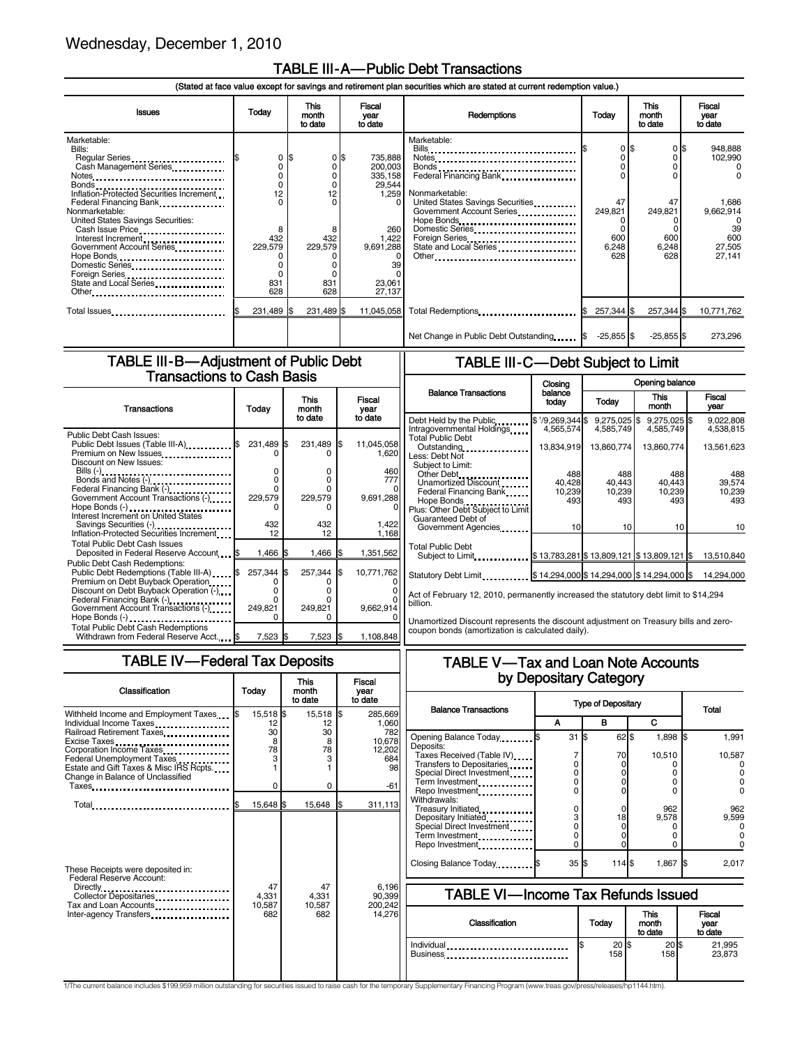Wednesday, December 1, 2010

## TABLE III-A—Public Debt Transactions

(Stated at face value except for savings and retirement plan securities which are stated at current redemption value.)

| Issues | Today | This month to date | Fiscal year to date |
|---|---|---|---|
| Marketable: | | | |
| Bills: | | | |
| Regular Series | $ 0 | $ 0 | $ 735,888 |
| Cash Management Series | 0 | 0 | 200,003 |
| Notes | 0 | 0 | 335,158 |
| Bonds | 0 | 0 | 29,544 |
| Inflation-Protected Securities Increment | 12 | 12 | 1,259 |
| Federal Financing Bank | 0 | 0 | 0 |
| Nonmarketable: | | | |
| United States Savings Securities: | | | |
| Cash Issue Price | 8 | 8 | 260 |
| Interest Increment | 432 | 432 | 1,422 |
| Government Account Series | 229,579 | 229,579 | 9,691,288 |
| Hope Bonds | 0 | 0 | 0 |
| Domestic Series | 0 | 0 | 39 |
| Foreign Series | 0 | 0 | 0 |
| State and Local Series | 831 | 831 | 23,061 |
| Other | 628 | 628 | 27,137 |
| Total Issues | $ 231,489 | $ 231,489 | $ 11,045,058 |

| Redemptions | Today | This month to date | Fiscal year to date |
|---|---|---|---|
| Marketable: | | | |
| Bills | $ 0 | $ 0 | $ 948,888 |
| Notes | 0 | 0 | 102,990 |
| Bonds | 0 | 0 | 0 |
| Federal Financing Bank | 0 | 0 | 0 |
| Nonmarketable: | | | |
| United States Savings Securities | 47 | 47 | 1,686 |
| Government Account Series | 249,821 | 249,821 | 9,662,914 |
| Hope Bonds | 0 | 0 | 0 |
| Domestic Series | 0 | 0 | 39 |
| Foreign Series | 600 | 600 | 600 |
| State and Local Series | 6,248 | 6,248 | 27,505 |
| Other | 628 | 628 | 27,141 |
| Total Redemptions | $ 257,344 | $ 257,344 | $ 10,771,762 |
| Net Change in Public Debt Outstanding | $ -25,855 | $ -25,855 | $ 273,296 |

## TABLE III-B—Adjustment of Public Debt Transactions to Cash Basis

| Transactions | Today | This month to date | Fiscal year to date |
|---|---|---|---|
| Public Debt Cash Issues: | | | |
| Public Debt Issues (Table III-A) | $ 231,489 | $ 231,489 | $ 11,045,058 |
| Premium on New Issues | 0 | 0 | 1,620 |
| Discount on New Issues: | | | |
| Bills (-) | 0 | 0 | 460 |
| Bonds and Notes (-) | 0 | 0 | 777 |
| Federal Financing Bank (-) | 0 | 0 | 0 |
| Government Account Transactions (-) | 229,579 | 229,579 | 9,691,288 |
| Hope Bonds (-) | 0 | 0 | 0 |
| Interest Increment on United States Savings Securities (-) | 432 | 432 | 1,422 |
| Inflation-Protected Securities Increment | 12 | 12 | 1,168 |
| Total Public Debt Cash Issues Deposited in Federal Reserve Account | $ 1,466 | $ 1,466 | $ 1,351,562 |
| Public Debt Cash Redemptions: | | | |
| Public Debt Redemptions (Table III-A) | $ 257,344 | $ 257,344 | $ 10,771,762 |
| Premium on Debt Buyback Operation | 0 | 0 | 0 |
| Discount on Debt Buyback Operation (-) | 0 | 0 | 0 |
| Federal Financing Bank (-) | 0 | 0 | 0 |
| Government Account Transactions (-) | 249,821 | 249,821 | 9,662,914 |
| Hope Bonds (-) | 0 | 0 | 0 |
| Total Public Debt Cash Redemptions Withdrawn from Federal Reserve Acct. | $ 7,523 | $ 7,523 | $ 1,108,848 |

## TABLE III-C—Debt Subject to Limit

| Balance Transactions | Closing balance today | Opening balance Today | Opening balance This month | Opening balance Fiscal year |
|---|---|---|---|---|
| Debt Held by the Public | $ [1]9,269,344 | $ 9,275,025 | $ 9,275,025 | $ 9,022,808 |
| Intragovernmental Holdings | 4,565,574 | 4,585,749 | 4,585,749 | 4,538,815 |
| Total Public Debt Outstanding | 13,834,919 | 13,860,774 | 13,860,774 | 13,561,623 |
| Less: Debt Not Subject to Limit: | | | | |
| Other Debt | 488 | 488 | 488 | 488 |
| Unamortized Discount | 40,428 | 40,443 | 40,443 | 39,574 |
| Federal Financing Bank | 10,239 | 10,239 | 10,239 | 10,239 |
| Hope Bonds | 493 | 493 | 493 | 493 |
| Plus: Other Debt Subject to Limit | | | | |
| Guaranteed Debt of Government Agencies | 10 | 10 | 10 | 10 |
| Total Public Debt Subject to Limit | $ 13,783,281 | $ 13,809,121 | $ 13,809,121 | $ 13,510,840 |
| Statutory Debt Limit | $ 14,294,000 | $ 14,294,000 | $ 14,294,000 | $ 14,294,000 |

Act of February 12, 2010, permanently increased the statutory debt limit to $14,294 billion.

Unamortized Discount represents the discount adjustment on Treasury bills and zero-coupon bonds (amortization is calculated daily).

## TABLE IV—Federal Tax Deposits

| Classification | Today | This month to date | Fiscal year to date |
|---|---|---|---|
| Withheld Income and Employment Taxes | $ 15,518 | $ 15,518 | $ 285,669 |
| Individual Income Taxes | 12 | 12 | 1,060 |
| Railroad Retirement Taxes | 30 | 30 | 782 |
| Excise Taxes | 8 | 8 | 10,678 |
| Corporation Income Taxes | 78 | 78 | 12,202 |
| Federal Unemployment Taxes | 3 | 3 | 684 |
| Estate and Gift Taxes & Misc IRS Rcpts. | 1 | 1 | 98 |
| Change in Balance of Unclassified Taxes | 0 | 0 | -61 |
| Total | $ 15,648 | $ 15,648 | $ 311,113 |
| These Receipts were deposited in: | | | |
| Federal Reserve Account: | | | |
| Directly | 47 | 47 | 6,196 |
| Collector Depositaries | 4,331 | 4,331 | 90,399 |
| Tax and Loan Accounts | 10,587 | 10,587 | 200,242 |
| Inter-agency Transfers | 682 | 682 | 14,276 |

## TABLE V—Tax and Loan Note Accounts by Depositary Category

| Balance Transactions | Type of Depositary A | B | C | Total |
|---|---|---|---|---|
| Opening Balance Today | $ 31 | $ 62 | $ 1,898 | $ 1,991 |
| Deposits: | | | | |
| Taxes Received (Table IV) | 7 | 70 | 10,510 | 10,587 |
| Transfers to Depositaries | 0 | 0 | 0 | 0 |
| Special Direct Investment | 0 | 0 | 0 | 0 |
| Term Investment | 0 | 0 | 0 | 0 |
| Repo Investment | 0 | 0 | 0 | 0 |
| Withdrawals: | | | | |
| Treasury Initiated | 0 | 0 | 962 | 962 |
| Depositary Initiated | 3 | 18 | 9,578 | 9,599 |
| Special Direct Investment | 0 | 0 | 0 | 0 |
| Term Investment | 0 | 0 | 0 | 0 |
| Repo Investment | 0 | 0 | 0 | 0 |
| Closing Balance Today | $ 35 | $ 114 | $ 1,867 | $ 2,017 |

## TABLE VI—Income Tax Refunds Issued

| Classification | Today | This month to date | Fiscal year to date |
|---|---|---|---|
| Individual | $ 20 | $ 20 | $ 21,995 |
| Business | 158 | 158 | 23,873 |

1/The current balance includes $199,959 million outstanding for securities issued to raise cash for the temporary Supplementary Financing Program (www.treas.gov/press/releases/hp1144.htm).